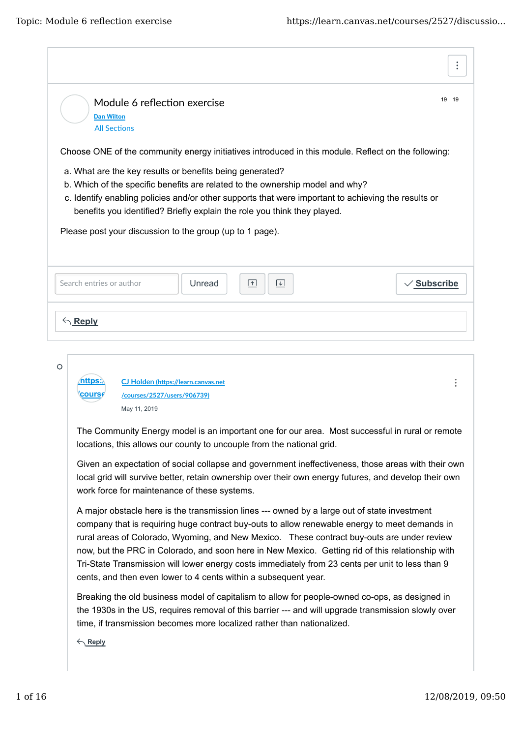# Module 6 reflection exercise

Dan Wilton

All Sections

Choose ONE of the community energy initiatives introduced in this module. Reflect on the following:

a. What are the key results or benefits being generated?
b. Which of the specific benefits are related to the ownership model and why?
c. Identify enabling policies and/or other supports that were important to achieving the results or benefits you identified? Briefly explain the role you think they played.

Please post your discussion to the group (up to 1 page).

Search entries or author | Unread | Subscribe

Reply

---

CJ Holden (https://learn.canvas.net/courses/2527/users/906739)

May 11, 2019

The Community Energy model is an important one for our area. Most successful in rural or remote locations, this allows our county to uncouple from the national grid.

Given an expectation of social collapse and government ineffectiveness, those areas with their own local grid will survive better, retain ownership over their own energy futures, and develop their own work force for maintenance of these systems.

A major obstacle here is the transmission lines --- owned by a large out of state investment company that is requiring huge contract buy-outs to allow renewable energy to meet demands in rural areas of Colorado, Wyoming, and New Mexico. These contract buy-outs are under review now, but the PRC in Colorado, and soon here in New Mexico. Getting rid of this relationship with Tri-State Transmission will lower energy costs immediately from 23 cents per unit to less than 9 cents, and then even lower to 4 cents within a subsequent year.

Breaking the old business model of capitalism to allow for people-owned co-ops, as designed in the 1930s in the US, requires removal of this barrier --- and will upgrade transmission slowly over time, if transmission becomes more localized rather than nationalized.

Reply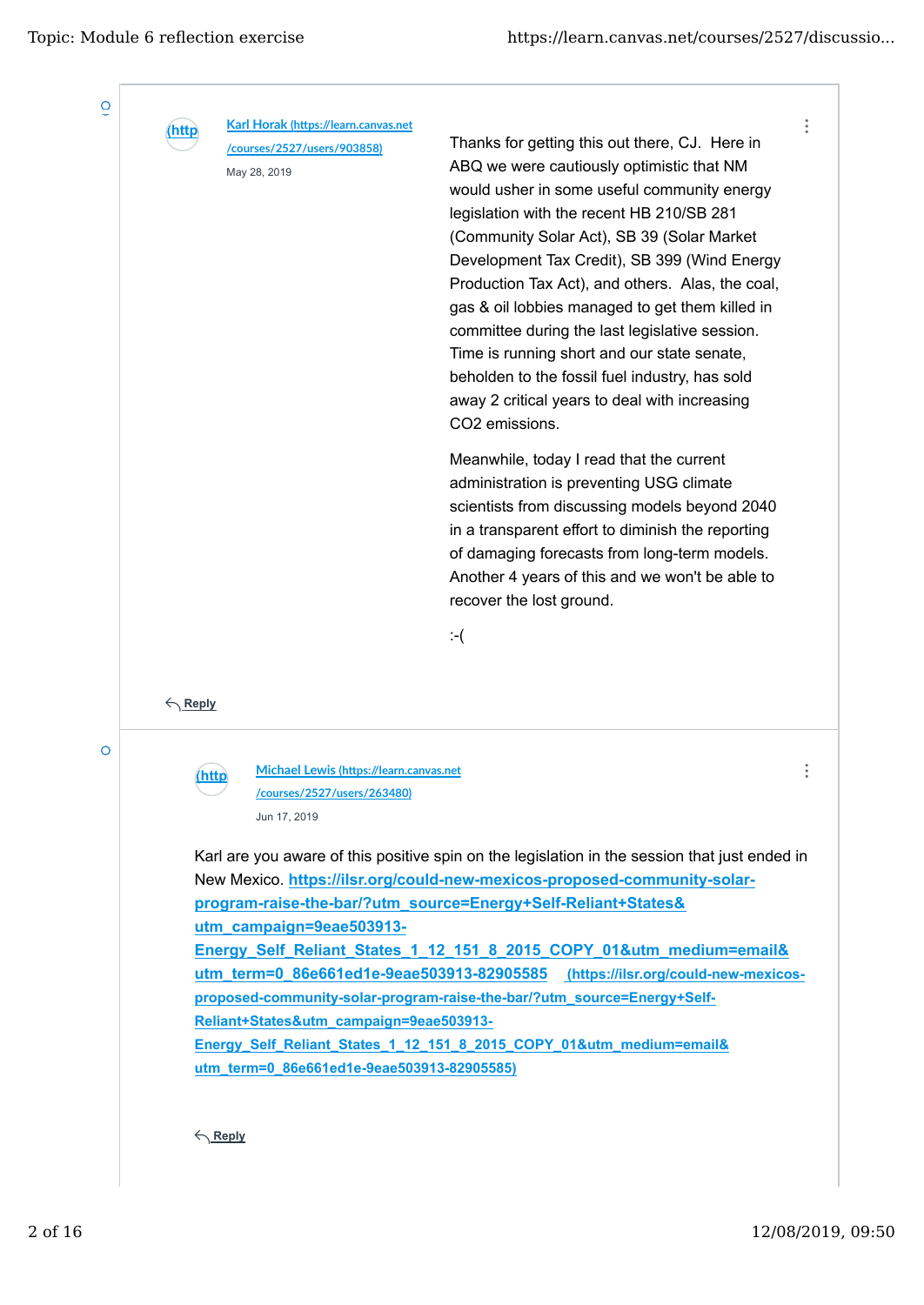[Karl Horak (https://learn.canvas.net/courses/2527/users/903858)](https://learn.canvas.net/courses/2527/users/903858)

May 28, 2019

Thanks for getting this out there, CJ. Here in ABQ we were cautiously optimistic that NM would usher in some useful community energy legislation with the recent HB 210/SB 281 (Community Solar Act), SB 39 (Solar Market Development Tax Credit), SB 399 (Wind Energy Production Tax Act), and others. Alas, the coal, gas & oil lobbies managed to get them killed in committee during the last legislative session. Time is running short and our state senate, beholden to the fossil fuel industry, has sold away 2 critical years to deal with increasing $CO_2$ emissions.

Meanwhile, today I read that the current administration is preventing USG climate scientists from discussing models beyond 2040 in a transparent effort to diminish the reporting of damaging forecasts from long-term models. Another 4 years of this and we won't be able to recover the lost ground.

:-(

Reply

---

[Michael Lewis (https://learn.canvas.net/courses/2527/users/263480)](https://learn.canvas.net/courses/2527/users/263480)

Jun 17, 2019

Karl are you aware of this positive spin on the legislation in the session that just ended in New Mexico. **https://ilsr.org/could-new-mexicos-proposed-community-solar-program-raise-the-bar/?utm_source=Energy+Self-Reliant+States&utm_campaign=9eae503913-Energy_Self_Reliant_States_1_12_151_8_2015_COPY_01&utm_medium=email&utm_term=0_86e661ed1e-9eae503913-82905585** (https://ilsr.org/could-new-mexicos-proposed-community-solar-program-raise-the-bar/?utm_source=Energy+Self-Reliant+States&utm_campaign=9eae503913-Energy_Self_Reliant_States_1_12_151_8_2015_COPY_01&utm_medium=email&utm_term=0_86e661ed1e-9eae503913-82905585)

Reply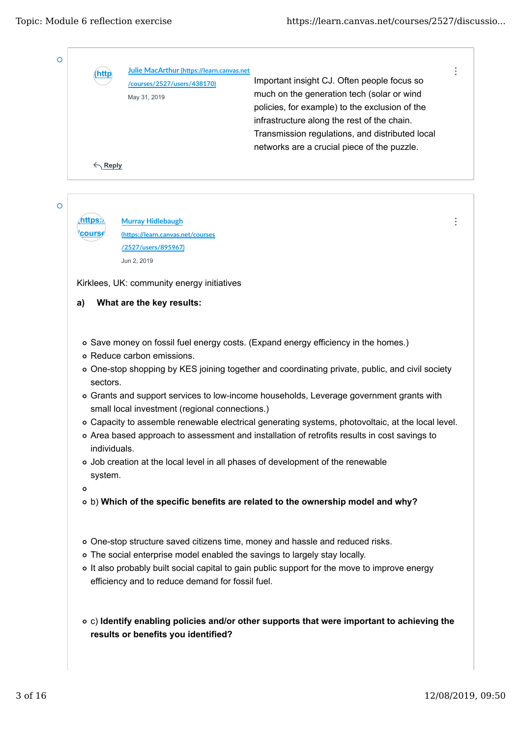(http

Julie MacArthur (https://learn.canvas.net/courses/2527/users/438170)

May 31, 2019

Important insight CJ. Often people focus so much on the generation tech (solar or wind policies, for example) to the exclusion of the infrastructure along the rest of the chain. Transmission regulations, and distributed local networks are a crucial piece of the puzzle.

Reply

(https://course

Murray Hidlebaugh (https://learn.canvas.net/courses/2527/users/895967)

Jun 2, 2019

Kirklees, UK: community energy initiatives

**a) What are the key results:**

- Save money on fossil fuel energy costs. (Expand energy efficiency in the homes.)
- Reduce carbon emissions.
- One-stop shopping by KES joining together and coordinating private, public, and civil society sectors.
- Grants and support services to low-income households, Leverage government grants with small local investment (regional connections.)
- Capacity to assemble renewable electrical generating systems, photovoltaic, at the local level.
- Area based approach to assessment and installation of retrofits results in cost savings to individuals.
- Job creation at the local level in all phases of development of the renewable system.
- 
- b) **Which of the specific benefits are related to the ownership model and why?**

- One-stop structure saved citizens time, money and hassle and reduced risks.
- The social enterprise model enabled the savings to largely stay locally.
- It also probably built social capital to gain public support for the move to improve energy efficiency and to reduce demand for fossil fuel.

- c) **Identify enabling policies and/or other supports that were important to achieving the results or benefits you identified?**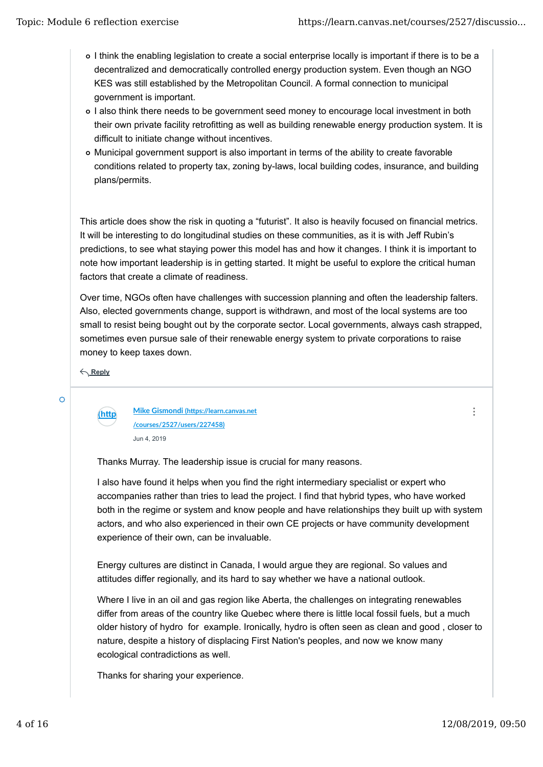- I think the enabling legislation to create a social enterprise locally is important if there is to be a decentralized and democratically controlled energy production system. Even though an NGO KES was still established by the Metropolitan Council. A formal connection to municipal government is important.
- I also think there needs to be government seed money to encourage local investment in both their own private facility retrofitting as well as building renewable energy production system. It is difficult to initiate change without incentives.
- Municipal government support is also important in terms of the ability to create favorable conditions related to property tax, zoning by-laws, local building codes, insurance, and building plans/permits.

This article does show the risk in quoting a "futurist". It also is heavily focused on financial metrics. It will be interesting to do longitudinal studies on these communities, as it is with Jeff Rubin's predictions, to see what staying power this model has and how it changes. I think it is important to note how important leadership is in getting started. It might be useful to explore the critical human factors that create a climate of readiness.

Over time, NGOs often have challenges with succession planning and often the leadership falters. Also, elected governments change, support is withdrawn, and most of the local systems are too small to resist being bought out by the corporate sector. Local governments, always cash strapped, sometimes even pursue sale of their renewable energy system to private corporations to raise money to keep taxes down.

Reply

Mike Gismondi (https://learn.canvas.net/courses/2527/users/227458)

Jun 4, 2019

Thanks Murray. The leadership issue is crucial for many reasons.

I also have found it helps when you find the right intermediary specialist or expert who accompanies rather than tries to lead the project. I find that hybrid types, who have worked both in the regime or system and know people and have relationships they built up with system actors, and who also experienced in their own CE projects or have community development experience of their own, can be invaluable.

Energy cultures are distinct in Canada, I would argue they are regional. So values and attitudes differ regionally, and its hard to say whether we have a national outlook.

Where I live in an oil and gas region like Aberta, the challenges on integrating renewables differ from areas of the country like Quebec where there is little local fossil fuels, but a much older history of hydro for example. Ironically, hydro is often seen as clean and good , closer to nature, despite a history of displacing First Nation's peoples, and now we know many ecological contradictions as well.

Thanks for sharing your experience.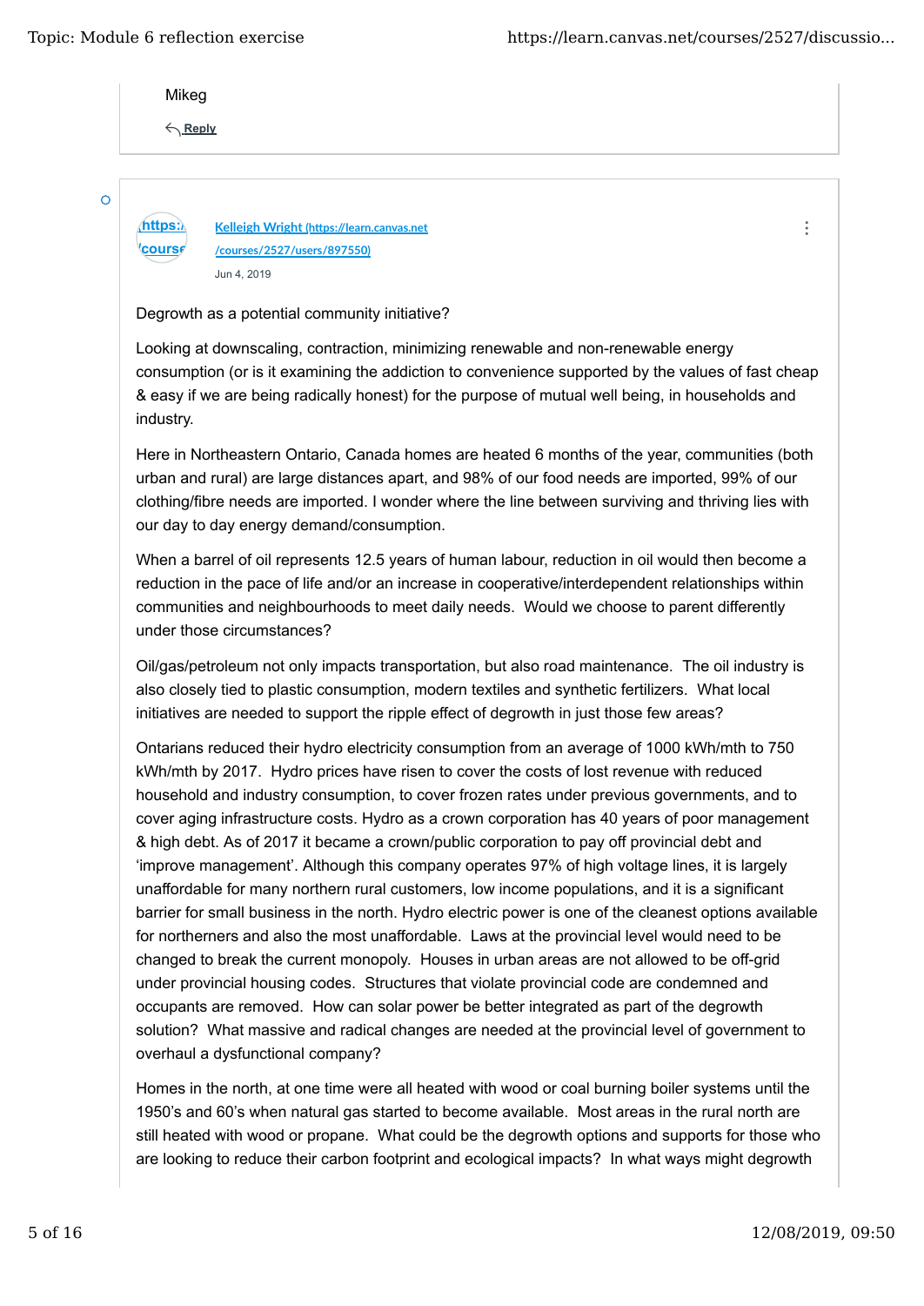Mikeg

Reply

Kelleigh Wright (https://learn.canvas.net/courses/2527/users/897550)

Jun 4, 2019

Degrowth as a potential community initiative?

Looking at downscaling, contraction, minimizing renewable and non-renewable energy consumption (or is it examining the addiction to convenience supported by the values of fast cheap & easy if we are being radically honest) for the purpose of mutual well being, in households and industry.

Here in Northeastern Ontario, Canada homes are heated 6 months of the year, communities (both urban and rural) are large distances apart, and 98% of our food needs are imported, 99% of our clothing/fibre needs are imported. I wonder where the line between surviving and thriving lies with our day to day energy demand/consumption.

When a barrel of oil represents 12.5 years of human labour, reduction in oil would then become a reduction in the pace of life and/or an increase in cooperative/interdependent relationships within communities and neighbourhoods to meet daily needs. Would we choose to parent differently under those circumstances?

Oil/gas/petroleum not only impacts transportation, but also road maintenance. The oil industry is also closely tied to plastic consumption, modern textiles and synthetic fertilizers. What local initiatives are needed to support the ripple effect of degrowth in just those few areas?

Ontarians reduced their hydro electricity consumption from an average of 1000 kWh/mth to 750 kWh/mth by 2017. Hydro prices have risen to cover the costs of lost revenue with reduced household and industry consumption, to cover frozen rates under previous governments, and to cover aging infrastructure costs. Hydro as a crown corporation has 40 years of poor management & high debt. As of 2017 it became a crown/public corporation to pay off provincial debt and 'improve management'. Although this company operates 97% of high voltage lines, it is largely unaffordable for many northern rural customers, low income populations, and it is a significant barrier for small business in the north. Hydro electric power is one of the cleanest options available for northerners and also the most unaffordable. Laws at the provincial level would need to be changed to break the current monopoly. Houses in urban areas are not allowed to be off-grid under provincial housing codes. Structures that violate provincial code are condemned and occupants are removed. How can solar power be better integrated as part of the degrowth solution? What massive and radical changes are needed at the provincial level of government to overhaul a dysfunctional company?

Homes in the north, at one time were all heated with wood or coal burning boiler systems until the 1950's and 60's when natural gas started to become available. Most areas in the rural north are still heated with wood or propane. What could be the degrowth options and supports for those who are looking to reduce their carbon footprint and ecological impacts? In what ways might degrowth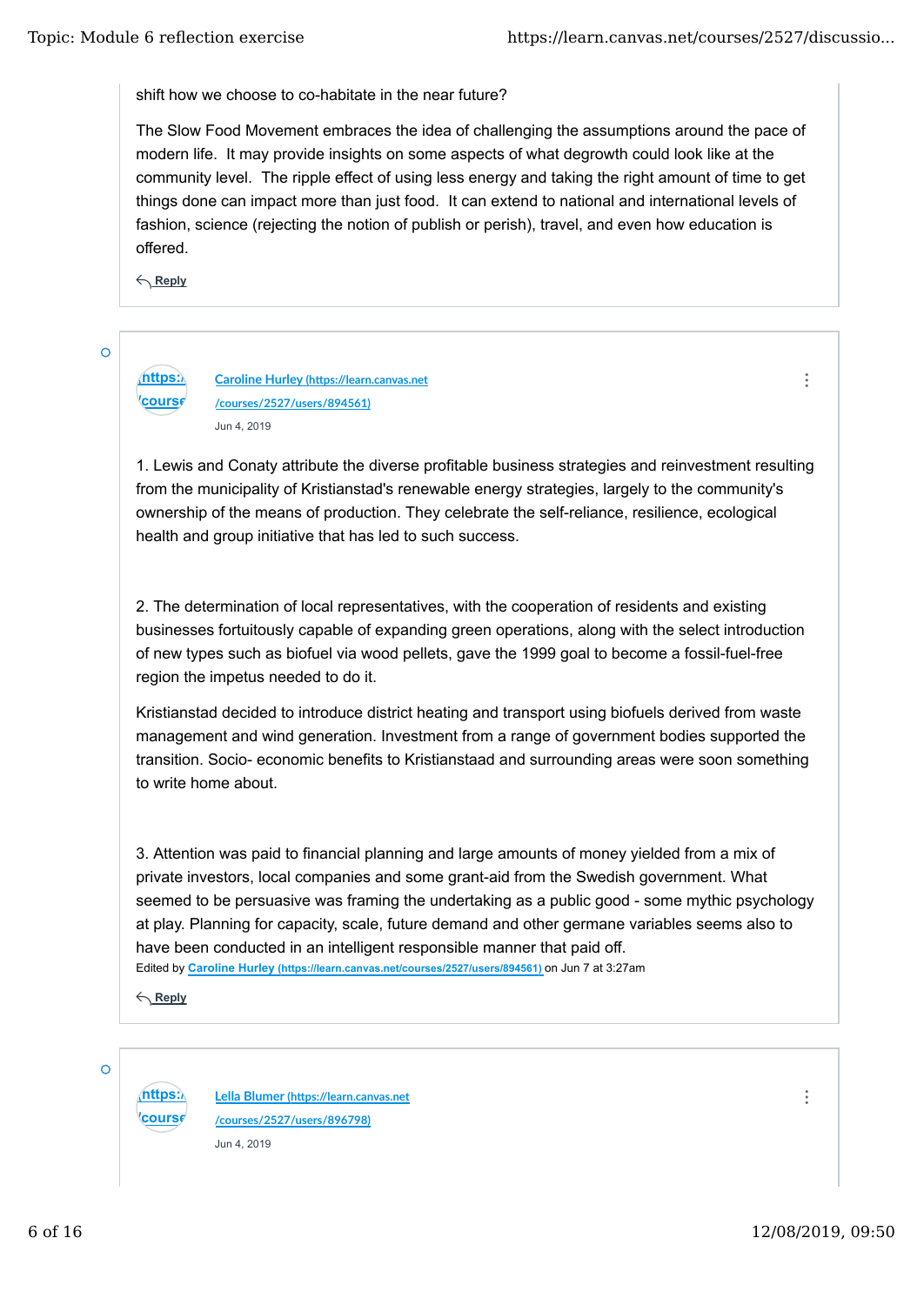shift how we choose to co-habitate in the near future?

The Slow Food Movement embraces the idea of challenging the assumptions around the pace of modern life. It may provide insights on some aspects of what degrowth could look like at the community level. The ripple effect of using less energy and taking the right amount of time to get things done can impact more than just food. It can extend to national and international levels of fashion, science (rejecting the notion of publish or perish), travel, and even how education is offered.

Reply

---

[Caroline Hurley (https://learn.canvas.net/courses/2527/users/894561)](https://learn.canvas.net/courses/2527/users/894561)

Jun 4, 2019

1. Lewis and Conaty attribute the diverse profitable business strategies and reinvestment resulting from the municipality of Kristianstad's renewable energy strategies, largely to the community's ownership of the means of production. They celebrate the self-reliance, resilience, ecological health and group initiative that has led to such success.

2. The determination of local representatives, with the cooperation of residents and existing businesses fortuitously capable of expanding green operations, along with the select introduction of new types such as biofuel via wood pellets, gave the 1999 goal to become a fossil-fuel-free region the impetus needed to do it.

Kristianstad decided to introduce district heating and transport using biofuels derived from waste management and wind generation. Investment from a range of government bodies supported the transition. Socio- economic benefits to Kristianstaad and surrounding areas were soon something to write home about.

3. Attention was paid to financial planning and large amounts of money yielded from a mix of private investors, local companies and some grant-aid from the Swedish government. What seemed to be persuasive was framing the undertaking as a public good - some mythic psychology at play. Planning for capacity, scale, future demand and other germane variables seems also to have been conducted in an intelligent responsible manner that paid off.

Edited by [Caroline Hurley (https://learn.canvas.net/courses/2527/users/894561)](https://learn.canvas.net/courses/2527/users/894561) on Jun 7 at 3:27am

Reply

---

[Lella Blumer (https://learn.canvas.net/courses/2527/users/896798)](https://learn.canvas.net/courses/2527/users/896798)

Jun 4, 2019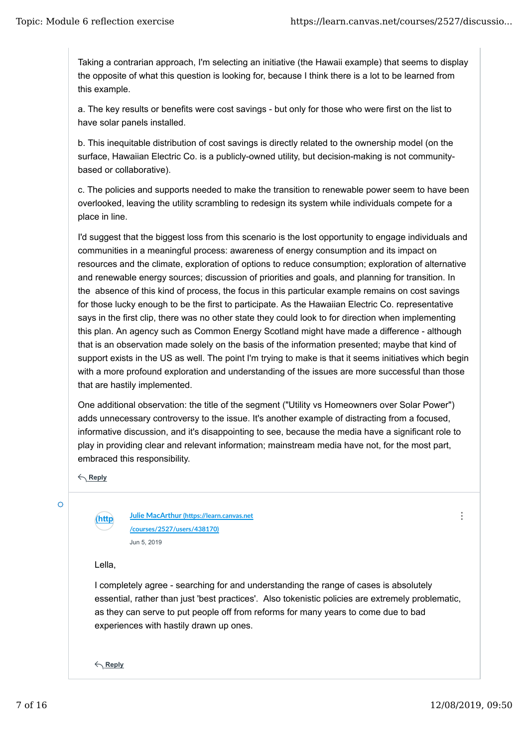Taking a contrarian approach, I'm selecting an initiative (the Hawaii example) that seems to display the opposite of what this question is looking for, because I think there is a lot to be learned from this example.

a. The key results or benefits were cost savings - but only for those who were first on the list to have solar panels installed.

b. This inequitable distribution of cost savings is directly related to the ownership model (on the surface, Hawaiian Electric Co. is a publicly-owned utility, but decision-making is not community-based or collaborative).

c. The policies and supports needed to make the transition to renewable power seem to have been overlooked, leaving the utility scrambling to redesign its system while individuals compete for a place in line.

I'd suggest that the biggest loss from this scenario is the lost opportunity to engage individuals and communities in a meaningful process: awareness of energy consumption and its impact on resources and the climate, exploration of options to reduce consumption; exploration of alternative and renewable energy sources; discussion of priorities and goals, and planning for transition. In the absence of this kind of process, the focus in this particular example remains on cost savings for those lucky enough to be the first to participate. As the Hawaiian Electric Co. representative says in the first clip, there was no other state they could look to for direction when implementing this plan. An agency such as Common Energy Scotland might have made a difference - although that is an observation made solely on the basis of the information presented; maybe that kind of support exists in the US as well. The point I'm trying to make is that it seems initiatives which begin with a more profound exploration and understanding of the issues are more successful than those that are hastily implemented.

One additional observation: the title of the segment ("Utility vs Homeowners over Solar Power") adds unnecessary controversy to the issue. It's another example of distracting from a focused, informative discussion, and it's disappointing to see, because the media have a significant role to play in providing clear and relevant information; mainstream media have not, for the most part, embraced this responsibility.

Reply

---

Julie MacArthur (https://learn.canvas.net/courses/2527/users/438170)

Jun 5, 2019

Lella,

I completely agree - searching for and understanding the range of cases is absolutely essential, rather than just 'best practices'. Also tokenistic policies are extremely problematic, as they can serve to put people off from reforms for many years to come due to bad experiences with hastily drawn up ones.

Reply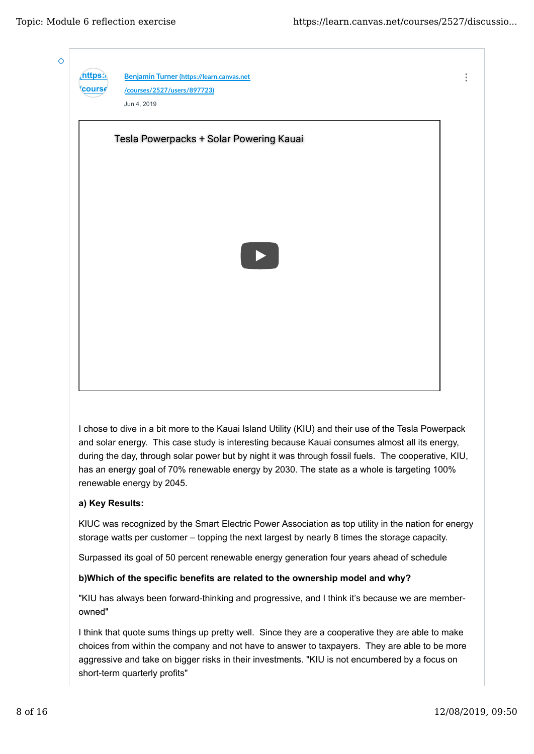[Benjamin Turner (https://learn.canvas.net/courses/2527/users/897723)](https://learn.canvas.net/courses/2527/users/897723)

Jun 4, 2019

Tesla Powerpacks + Solar Powering Kauai

I chose to dive in a bit more to the Kauai Island Utility (KIU) and their use of the Tesla Powerpack and solar energy. This case study is interesting because Kauai consumes almost all its energy, during the day, through solar power but by night it was through fossil fuels. The cooperative, KIU, has an energy goal of 70% renewable energy by 2030. The state as a whole is targeting 100% renewable energy by 2045.

**a) Key Results:**

KIUC was recognized by the Smart Electric Power Association as top utility in the nation for energy storage watts per customer – topping the next largest by nearly 8 times the storage capacity.

Surpassed its goal of 50 percent renewable energy generation four years ahead of schedule

**b)Which of the specific benefits are related to the ownership model and why?**

"KIU has always been forward-thinking and progressive, and I think it's because we are member-owned"

I think that quote sums things up pretty well. Since they are a cooperative they are able to make choices from within the company and not have to answer to taxpayers. They are able to be more aggressive and take on bigger risks in their investments. "KIU is not encumbered by a focus on short-term quarterly profits"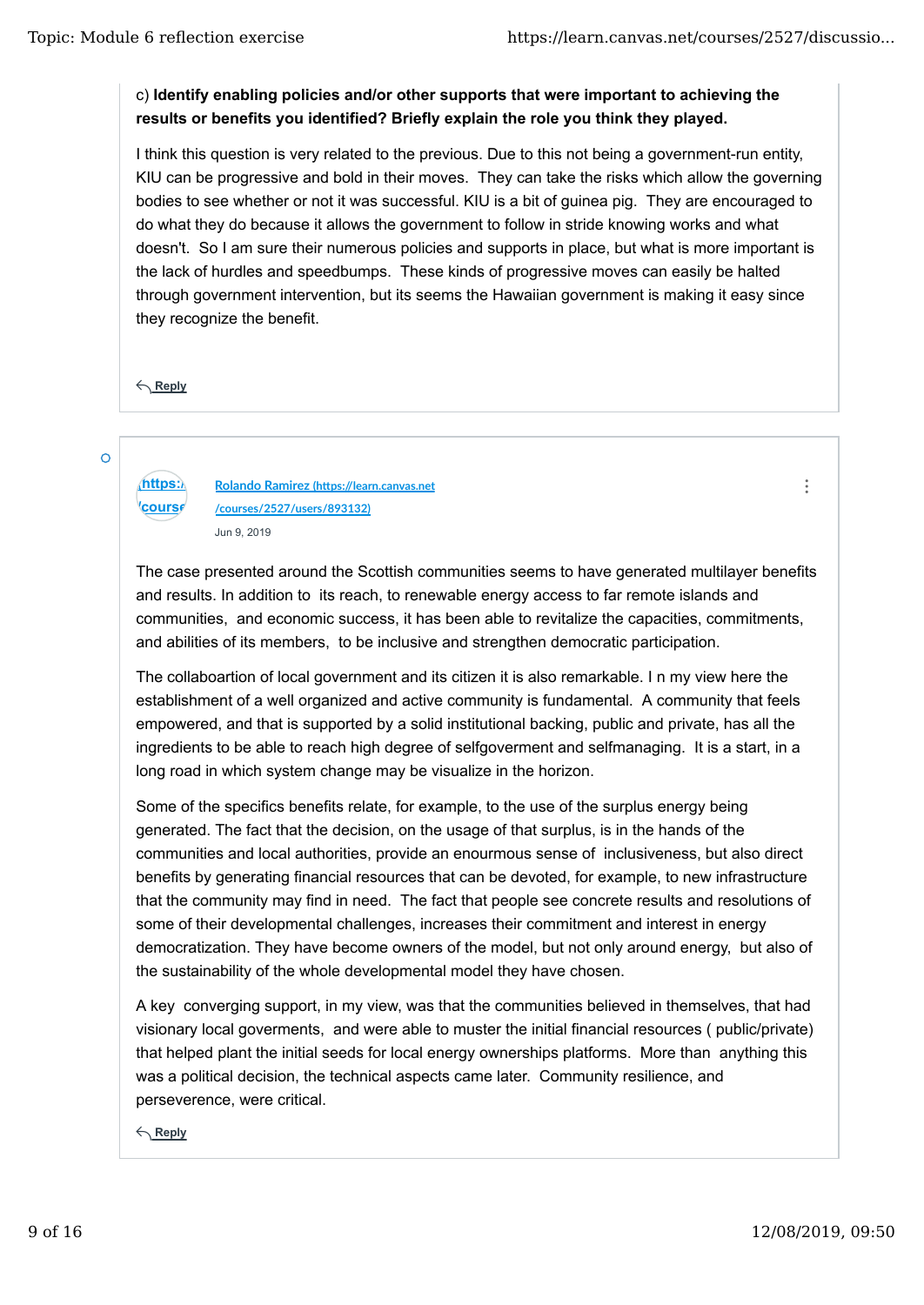c) **Identify enabling policies and/or other supports that were important to achieving the results or benefits you identified? Briefly explain the role you think they played.**

I think this question is very related to the previous. Due to this not being a government-run entity, KIU can be progressive and bold in their moves. They can take the risks which allow the governing bodies to see whether or not it was successful. KIU is a bit of guinea pig. They are encouraged to do what they do because it allows the government to follow in stride knowing works and what doesn't. So I am sure their numerous policies and supports in place, but what is more important is the lack of hurdles and speedbumps. These kinds of progressive moves can easily be halted through government intervention, but its seems the Hawaiian government is making it easy since they recognize the benefit.

Reply

---

[Rolando Ramirez (https://learn.canvas.net/courses/2527/users/893132)](https://learn.canvas.net/courses/2527/users/893132)

Jun 9, 2019

The case presented around the Scottish communities seems to have generated multilayer benefits and results. In addition to its reach, to renewable energy access to far remote islands and communities, and economic success, it has been able to revitalize the capacities, commitments, and abilities of its members, to be inclusive and strengthen democratic participation.

The collaboartion of local government and its citizen it is also remarkable. I n my view here the establishment of a well organized and active community is fundamental. A community that feels empowered, and that is supported by a solid institutional backing, public and private, has all the ingredients to be able to reach high degree of selfgoverment and selfmanaging. It is a start, in a long road in which system change may be visualize in the horizon.

Some of the specifics benefits relate, for example, to the use of the surplus energy being generated. The fact that the decision, on the usage of that surplus, is in the hands of the communities and local authorities, provide an enourmous sense of inclusiveness, but also direct benefits by generating financial resources that can be devoted, for example, to new infrastructure that the community may find in need. The fact that people see concrete results and resolutions of some of their developmental challenges, increases their commitment and interest in energy democratization. They have become owners of the model, but not only around energy, but also of the sustainability of the whole developmental model they have chosen.

A key converging support, in my view, was that the communities believed in themselves, that had visionary local goverments, and were able to muster the initial financial resources ( public/private) that helped plant the initial seeds for local energy ownerships platforms. More than anything this was a political decision, the technical aspects came later. Community resilience, and perseverence, were critical.

Reply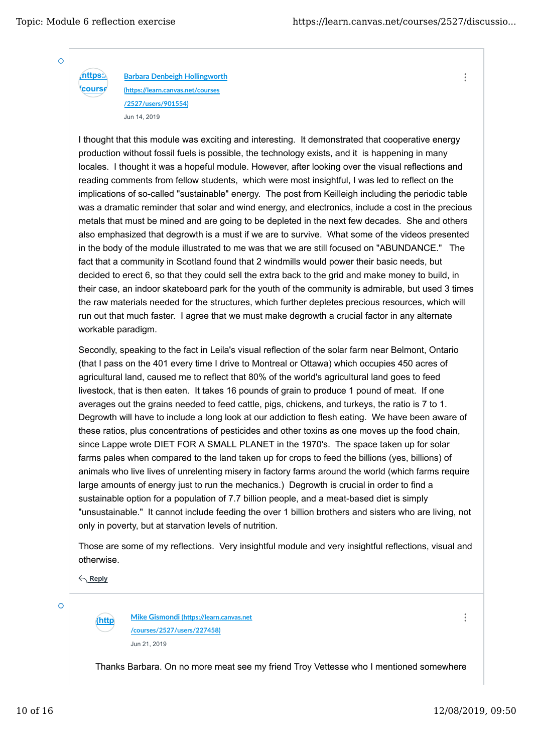[Barbara Denbeigh Hollingworth (https://learn.canvas.net/courses/2527/users/901554)](https://learn.canvas.net/courses/2527/users/901554)

Jun 14, 2019

I thought that this module was exciting and interesting. It demonstrated that cooperative energy production without fossil fuels is possible, the technology exists, and it is happening in many locales. I thought it was a hopeful module. However, after looking over the visual reflections and reading comments from fellow students, which were most insightful, I was led to reflect on the implications of so-called "sustainable" energy. The post from Keilleigh including the periodic table was a dramatic reminder that solar and wind energy, and electronics, include a cost in the precious metals that must be mined and are going to be depleted in the next few decades. She and others also emphasized that degrowth is a must if we are to survive. What some of the videos presented in the body of the module illustrated to me was that we are still focused on "ABUNDANCE." The fact that a community in Scotland found that 2 windmills would power their basic needs, but decided to erect 6, so that they could sell the extra back to the grid and make money to build, in their case, an indoor skateboard park for the youth of the community is admirable, but used 3 times the raw materials needed for the structures, which further depletes precious resources, which will run out that much faster. I agree that we must make degrowth a crucial factor in any alternate workable paradigm.

Secondly, speaking to the fact in Leila's visual reflection of the solar farm near Belmont, Ontario (that I pass on the 401 every time I drive to Montreal or Ottawa) which occupies 450 acres of agricultural land, caused me to reflect that 80% of the world's agricultural land goes to feed livestock, that is then eaten. It takes 16 pounds of grain to produce 1 pound of meat. If one averages out the grains needed to feed cattle, pigs, chickens, and turkeys, the ratio is 7 to 1. Degrowth will have to include a long look at our addiction to flesh eating. We have been aware of these ratios, plus concentrations of pesticides and other toxins as one moves up the food chain, since Lappe wrote DIET FOR A SMALL PLANET in the 1970's. The space taken up for solar farms pales when compared to the land taken up for crops to feed the billions (yes, billions) of animals who live lives of unrelenting misery in factory farms around the world (which farms require large amounts of energy just to run the mechanics.) Degrowth is crucial in order to find a sustainable option for a population of 7.7 billion people, and a meat-based diet is simply "unsustainable." It cannot include feeding the over 1 billion brothers and sisters who are living, not only in poverty, but at starvation levels of nutrition.

Those are some of my reflections. Very insightful module and very insightful reflections, visual and otherwise.

Reply

[Mike Gismondi (https://learn.canvas.net/courses/2527/users/227458)](https://learn.canvas.net/courses/2527/users/227458)

Jun 21, 2019

Thanks Barbara. On no more meat see my friend Troy Vettesse who I mentioned somewhere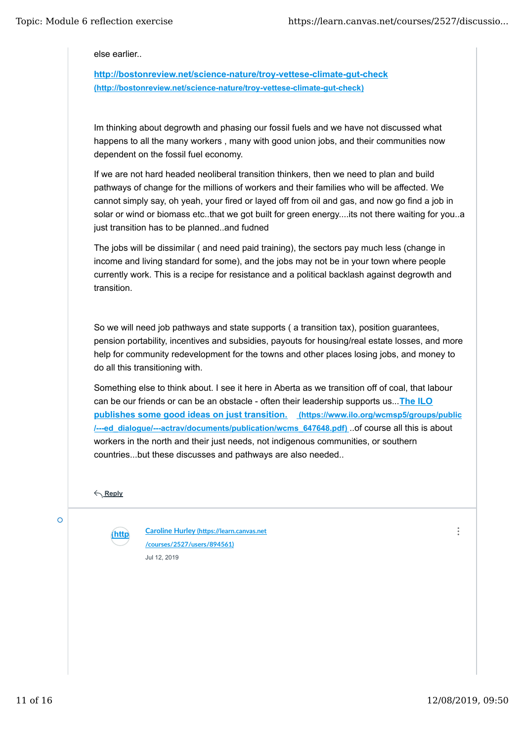else earlier..

[http://bostonreview.net/science-nature/troy-vettese-climate-gut-check](http://bostonreview.net/science-nature/troy-vettese-climate-gut-check) (http://bostonreview.net/science-nature/troy-vettese-climate-gut-check)

Im thinking about degrowth and phasing our fossil fuels and we have not discussed what happens to all the many workers , many with good union jobs, and their communities now dependent on the fossil fuel economy.

If we are not hard headed neoliberal transition thinkers, then we need to plan and build pathways of change for the millions of workers and their families who will be affected. We cannot simply say, oh yeah, your fired or layed off from oil and gas, and now go find a job in solar or wind or biomass etc..that we got built for green energy....its not there waiting for you..a just transition has to be planned..and fudned

The jobs will be dissimilar ( and need paid training), the sectors pay much less (change in income and living standard for some), and the jobs may not be in your town where people currently work. This is a recipe for resistance and a political backlash against degrowth and transition.

So we will need job pathways and state supports ( a transition tax), position guarantees, pension portability, incentives and subsidies, payouts for housing/real estate losses, and more help for community redevelopment for the towns and other places losing jobs, and money to do all this transitioning with.

Something else to think about. I see it here in Aberta as we transition off of coal, that labour can be our friends or can be an obstacle - often their leadership supports us...[The ILO publishes some good ideas on just transition.](https://www.ilo.org/wcmsp5/groups/public/---ed_dialogue/---actrav/documents/publication/wcms_647648.pdf) (https://www.ilo.org/wcmsp5/groups/public/---ed_dialogue/---actrav/documents/publication/wcms_647648.pdf) ..of course all this is about workers in the north and their just needs, not indigenous communities, or southern countries...but these discusses and pathways are also needed..

Reply

---

(http

[Caroline Hurley](https://learn.canvas.net/courses/2527/users/894561) (https://learn.canvas.net/courses/2527/users/894561)

Jul 12, 2019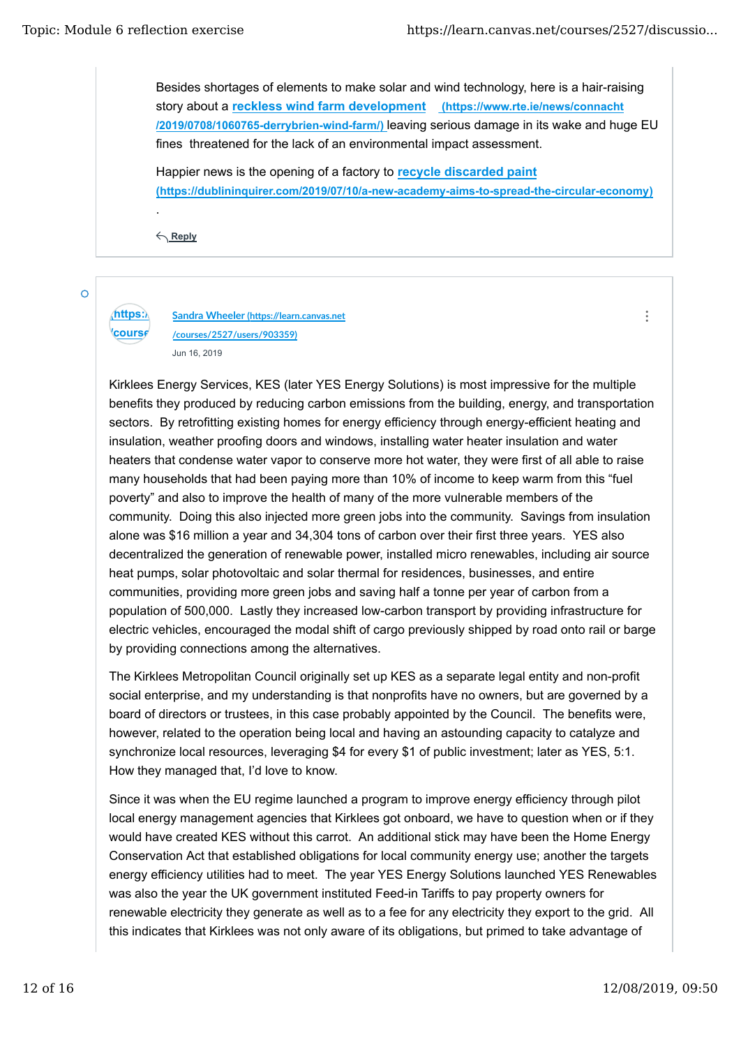Besides shortages of elements to make solar and wind technology, here is a hair-raising story about a **reckless wind farm development (https://www.rte.ie/news/connacht/2019/0708/1060765-derrybrien-wind-farm/)** leaving serious damage in its wake and huge EU fines threatened for the lack of an environmental impact assessment.

Happier news is the opening of a factory to **recycle discarded paint (https://dublininquirer.com/2019/07/10/a-new-academy-aims-to-spread-the-circular-economy)**

.

Reply

---

Sandra Wheeler (https://learn.canvas.net/courses/2527/users/903359)

Jun 16, 2019

Kirklees Energy Services, KES (later YES Energy Solutions) is most impressive for the multiple benefits they produced by reducing carbon emissions from the building, energy, and transportation sectors. By retrofitting existing homes for energy efficiency through energy-efficient heating and insulation, weather proofing doors and windows, installing water heater insulation and water heaters that condense water vapor to conserve more hot water, they were first of all able to raise many households that had been paying more than 10% of income to keep warm from this "fuel poverty" and also to improve the health of many of the more vulnerable members of the community. Doing this also injected more green jobs into the community. Savings from insulation alone was $16 million a year and 34,304 tons of carbon over their first three years. YES also decentralized the generation of renewable power, installed micro renewables, including air source heat pumps, solar photovoltaic and solar thermal for residences, businesses, and entire communities, providing more green jobs and saving half a tonne per year of carbon from a population of 500,000. Lastly they increased low-carbon transport by providing infrastructure for electric vehicles, encouraged the modal shift of cargo previously shipped by road onto rail or barge by providing connections among the alternatives.

The Kirklees Metropolitan Council originally set up KES as a separate legal entity and non-profit social enterprise, and my understanding is that nonprofits have no owners, but are governed by a board of directors or trustees, in this case probably appointed by the Council. The benefits were, however, related to the operation being local and having an astounding capacity to catalyze and synchronize local resources, leveraging $4 for every $1 of public investment; later as YES, 5:1. How they managed that, I'd love to know.

Since it was when the EU regime launched a program to improve energy efficiency through pilot local energy management agencies that Kirklees got onboard, we have to question when or if they would have created KES without this carrot. An additional stick may have been the Home Energy Conservation Act that established obligations for local community energy use; another the targets energy efficiency utilities had to meet. The year YES Energy Solutions launched YES Renewables was also the year the UK government instituted Feed-in Tariffs to pay property owners for renewable electricity they generate as well as to a fee for any electricity they export to the grid. All this indicates that Kirklees was not only aware of its obligations, but primed to take advantage of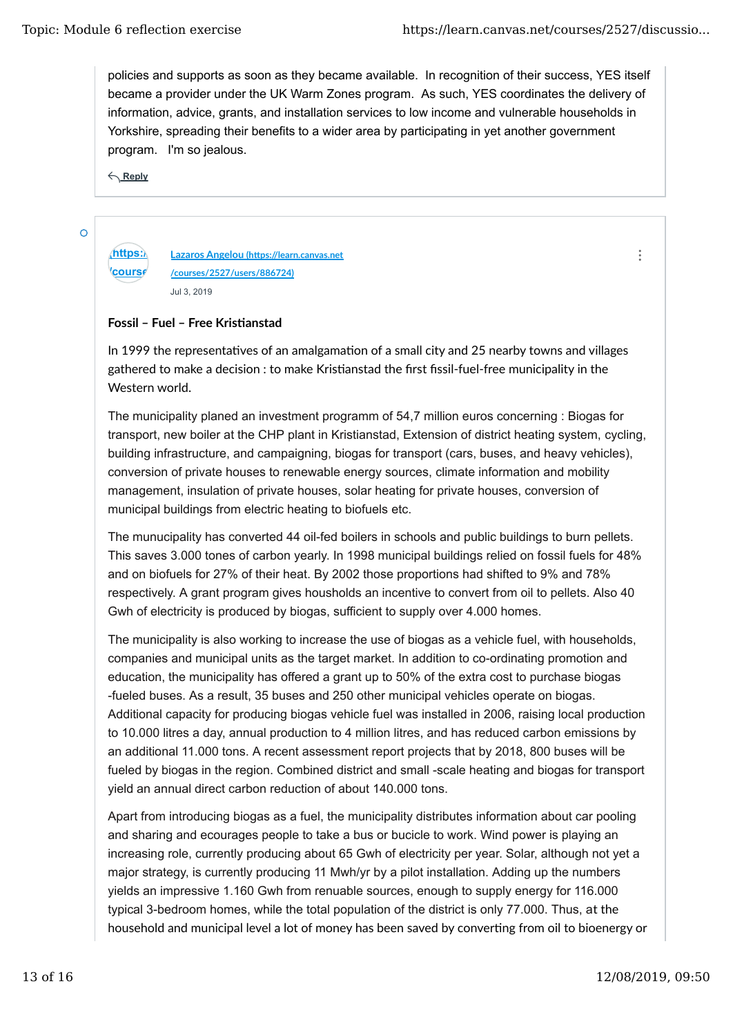policies and supports as soon as they became available. In recognition of their success, YES itself became a provider under the UK Warm Zones program. As such, YES coordinates the delivery of information, advice, grants, and installation services to low income and vulnerable households in Yorkshire, spreading their benefits to a wider area by participating in yet another government program. I'm so jealous.

Reply

[Lazaros Angelou (https://learn.canvas.net/courses/2527/users/886724)](https://learn.canvas.net/courses/2527/users/886724)

Jul 3, 2019

**Fossil – Fuel – Free Kristianstad**

In 1999 the representatives of an amalgamation of a small city and 25 nearby towns and villages gathered to make a decision : to make Kristianstad the first fissil-fuel-free municipality in the Western world.

The municipality planed an investment programm of 54,7 million euros concerning : Biogas for transport, new boiler at the CHP plant in Kristianstad, Extension of district heating system, cycling, building infrastructure, and campaigning, biogas for transport (cars, buses, and heavy vehicles), conversion of private houses to renewable energy sources, climate information and mobility management, insulation of private houses, solar heating for private houses, conversion of municipal buildings from electric heating to biofuels etc.

The munucipality has converted 44 oil-fed boilers in schools and public buildings to burn pellets. This saves 3.000 tones of carbon yearly. In 1998 municipal buildings relied on fossil fuels for 48% and on biofuels for 27% of their heat. By 2002 those proportions had shifted to 9% and 78% respectively. A grant program gives housholds an incentive to convert from oil to pellets. Also 40 Gwh of electricity is produced by biogas, sufficient to supply over 4.000 homes.

The municipality is also working to increase the use of biogas as a vehicle fuel, with households, companies and municipal units as the target market. In addition to co-ordinating promotion and education, the municipality has offered a grant up to 50% of the extra cost to purchase biogas -fueled buses. As a result, 35 buses and 250 other municipal vehicles operate on biogas. Additional capacity for producing biogas vehicle fuel was installed in 2006, raising local production to 10.000 litres a day, annual production to 4 million litres, and has reduced carbon emissions by an additional 11.000 tons. A recent assessment report projects that by 2018, 800 buses will be fueled by biogas in the region. Combined district and small -scale heating and biogas for transport yield an annual direct carbon reduction of about 140.000 tons.

Apart from introducing biogas as a fuel, the municipality distributes information about car pooling and sharing and ecourages people to take a bus or bucicle to work. Wind power is playing an increasing role, currently producing about 65 Gwh of electricity per year. Solar, although not yet a major strategy, is currently producing 11 Mwh/yr by a pilot installation. Adding up the numbers yields an impressive 1.160 Gwh from renuable sources, enough to supply energy for 116.000 typical 3-bedroom homes, while the total population of the district is only 77.000. Thus, at the household and municipal level a lot of money has been saved by converting from oil to bioenergy or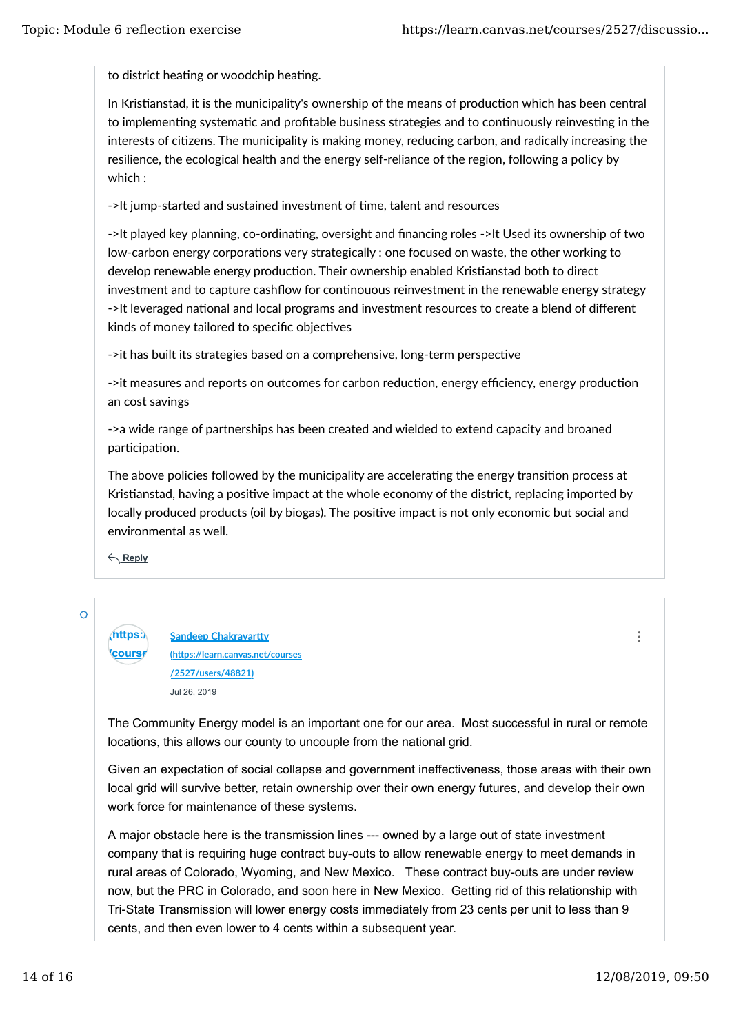to district heating or woodchip heating.

In Kristianstad, it is the municipality's ownership of the means of production which has been central to implementing systematic and profitable business strategies and to continuously reinvesting in the interests of citizens. The municipality is making money, reducing carbon, and radically increasing the resilience, the ecological health and the energy self-reliance of the region, following a policy by which :

->It jump-started and sustained investment of time, talent and resources

->It played key planning, co-ordinating, oversight and financing roles ->It Used its ownership of two low-carbon energy corporations very strategically : one focused on waste, the other working to develop renewable energy production. Their ownership enabled Kristianstad both to direct investment and to capture cashflow for continouous reinvestment in the renewable energy strategy ->It leveraged national and local programs and investment resources to create a blend of different kinds of money tailored to specific objectives

->it has built its strategies based on a comprehensive, long-term perspective

->it measures and reports on outcomes for carbon reduction, energy efficiency, energy production an cost savings

->a wide range of partnerships has been created and wielded to extend capacity and broaned participation.

The above policies followed by the municipality are accelerating the energy transition process at Kristianstad, having a positive impact at the whole economy of the district, replacing imported by locally produced products (oil by biogas). The positive impact is not only economic but social and environmental as well.

Reply

---

Sandeep Chakravartty (https://learn.canvas.net/courses/2527/users/48821)

Jul 26, 2019

The Community Energy model is an important one for our area. Most successful in rural or remote locations, this allows our county to uncouple from the national grid.

Given an expectation of social collapse and government ineffectiveness, those areas with their own local grid will survive better, retain ownership over their own energy futures, and develop their own work force for maintenance of these systems.

A major obstacle here is the transmission lines --- owned by a large out of state investment company that is requiring huge contract buy-outs to allow renewable energy to meet demands in rural areas of Colorado, Wyoming, and New Mexico. These contract buy-outs are under review now, but the PRC in Colorado, and soon here in New Mexico. Getting rid of this relationship with Tri-State Transmission will lower energy costs immediately from 23 cents per unit to less than 9 cents, and then even lower to 4 cents within a subsequent year.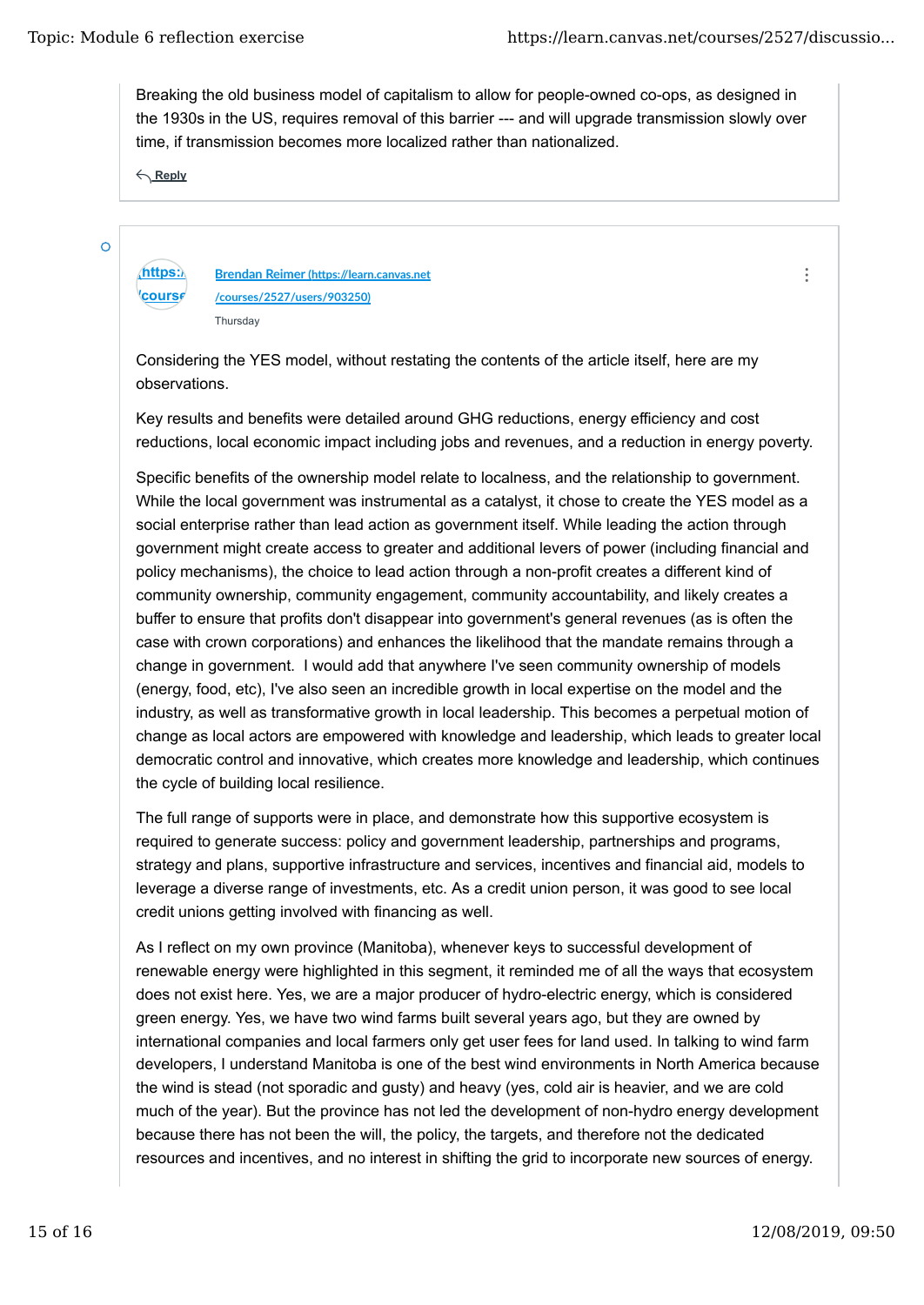Breaking the old business model of capitalism to allow for people-owned co-ops, as designed in the 1930s in the US, requires removal of this barrier --- and will upgrade transmission slowly over time, if transmission becomes more localized rather than nationalized.

Reply

[Brendan Reimer (https://learn.canvas.net/courses/2527/users/903250)](https://learn.canvas.net/courses/2527/users/903250)

Thursday

Considering the YES model, without restating the contents of the article itself, here are my observations.

Key results and benefits were detailed around GHG reductions, energy efficiency and cost reductions, local economic impact including jobs and revenues, and a reduction in energy poverty.

Specific benefits of the ownership model relate to localness, and the relationship to government. While the local government was instrumental as a catalyst, it chose to create the YES model as a social enterprise rather than lead action as government itself. While leading the action through government might create access to greater and additional levers of power (including financial and policy mechanisms), the choice to lead action through a non-profit creates a different kind of community ownership, community engagement, community accountability, and likely creates a buffer to ensure that profits don't disappear into government's general revenues (as is often the case with crown corporations) and enhances the likelihood that the mandate remains through a change in government. I would add that anywhere I've seen community ownership of models (energy, food, etc), I've also seen an incredible growth in local expertise on the model and the industry, as well as transformative growth in local leadership. This becomes a perpetual motion of change as local actors are empowered with knowledge and leadership, which leads to greater local democratic control and innovative, which creates more knowledge and leadership, which continues the cycle of building local resilience.

The full range of supports were in place, and demonstrate how this supportive ecosystem is required to generate success: policy and government leadership, partnerships and programs, strategy and plans, supportive infrastructure and services, incentives and financial aid, models to leverage a diverse range of investments, etc. As a credit union person, it was good to see local credit unions getting involved with financing as well.

As I reflect on my own province (Manitoba), whenever keys to successful development of renewable energy were highlighted in this segment, it reminded me of all the ways that ecosystem does not exist here. Yes, we are a major producer of hydro-electric energy, which is considered green energy. Yes, we have two wind farms built several years ago, but they are owned by international companies and local farmers only get user fees for land used. In talking to wind farm developers, I understand Manitoba is one of the best wind environments in North America because the wind is stead (not sporadic and gusty) and heavy (yes, cold air is heavier, and we are cold much of the year). But the province has not led the development of non-hydro energy development because there has not been the will, the policy, the targets, and therefore not the dedicated resources and incentives, and no interest in shifting the grid to incorporate new sources of energy.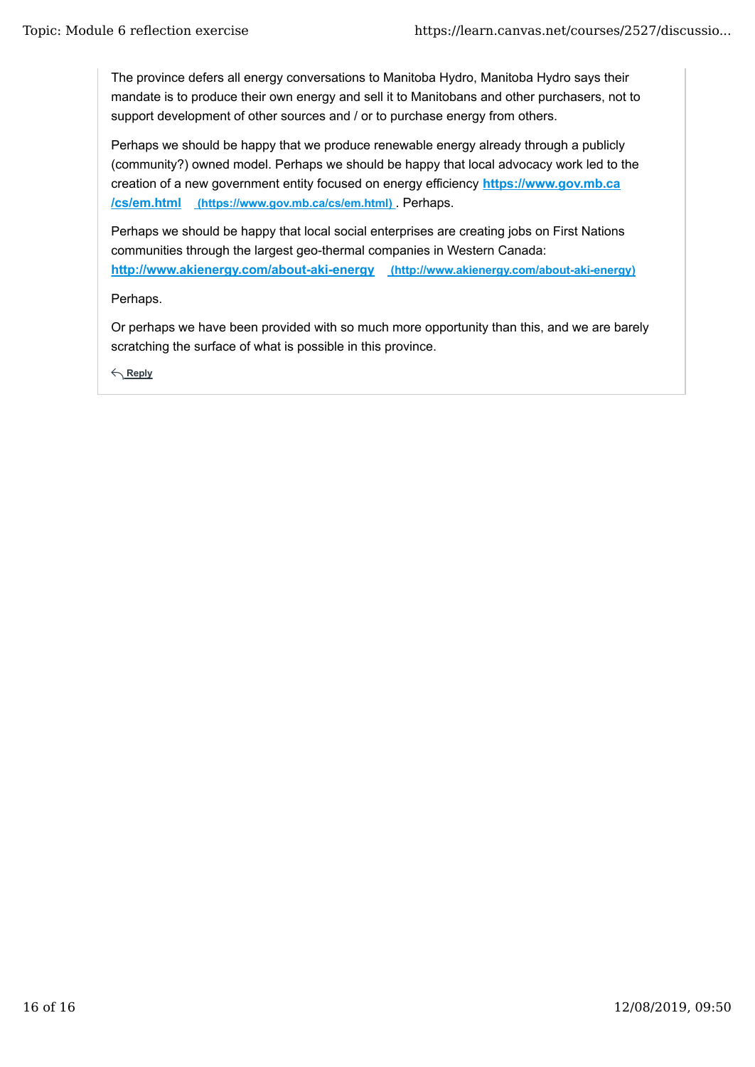The province defers all energy conversations to Manitoba Hydro, Manitoba Hydro says their mandate is to produce their own energy and sell it to Manitobans and other purchasers, not to support development of other sources and / or to purchase energy from others.

Perhaps we should be happy that we produce renewable energy already through a publicly (community?) owned model. Perhaps we should be happy that local advocacy work led to the creation of a new government entity focused on energy efficiency **https://www.gov.mb.ca/cs/em.html** (https://www.gov.mb.ca/cs/em.html). Perhaps.

Perhaps we should be happy that local social enterprises are creating jobs on First Nations communities through the largest geo-thermal companies in Western Canada: **http://www.akienergy.com/about-aki-energy** (http://www.akienergy.com/about-aki-energy)

Perhaps.

Or perhaps we have been provided with so much more opportunity than this, and we are barely scratching the surface of what is possible in this province.

Reply